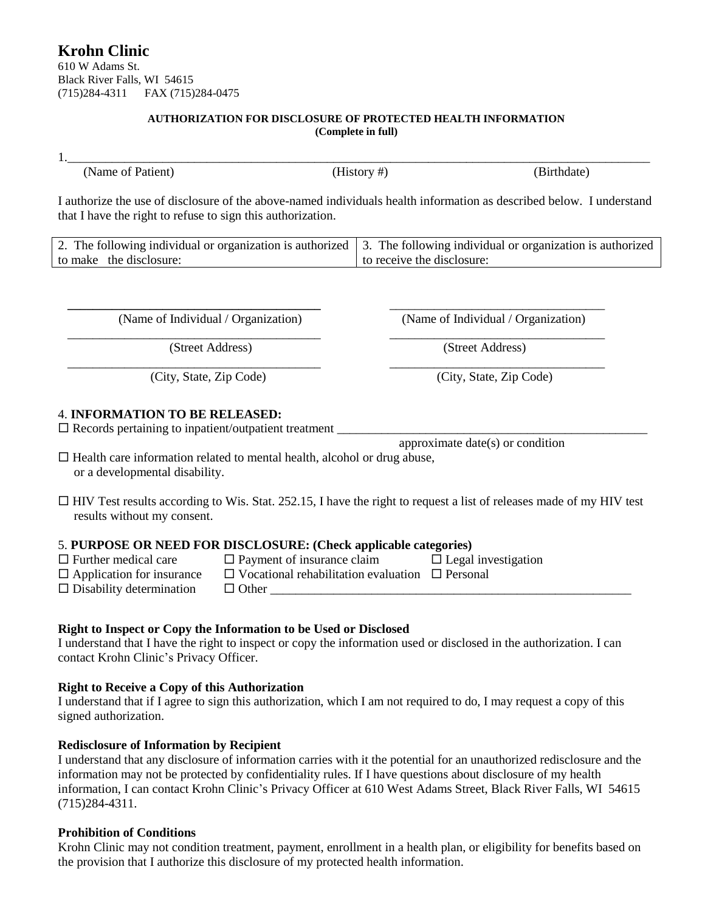# Krohn Clinic

610 W Adams St.
Black River Falls, WI 54615
(715)284-4311 FAX (715)284-0475

**AUTHORIZATION FOR DISCLOSURE OF PROTECTED HEALTH INFORMATION**
**(Complete in full)**

1.\_\_\_\_\_\_\_\_\_\_\_\_\_\_\_\_\_\_\_\_\_\_\_\_\_\_\_\_\_\_\_\_\_\_\_\_\_\_\_\_\_\_\_\_\_\_\_\_\_\_\_\_\_\_\_\_\_\_\_\_\_\_\_\_\_\_\_\_\_\_\_\_\_\_\_\_
(Name of Patient) (History #) (Birthdate)

I authorize the use of disclosure of the above-named individuals health information as described below. I understand that I have the right to refuse to sign this authorization.

| 2. The following individual or organization is authorized to make the disclosure: | 3. The following individual or organization is authorized to receive the disclosure: |
|---|---|
| \_\_\_\_\_\_\_\_\_\_\_\_\_\_\_\_\_\_\_\_\_\_\_\_\_\_\_\_\_\_ (Name of Individual / Organization) | \_\_\_\_\_\_\_\_\_\_\_\_\_\_\_\_\_\_\_\_\_\_\_\_\_\_\_\_\_\_ (Name of Individual / Organization) |
| \_\_\_\_\_\_\_\_\_\_\_\_\_\_\_\_\_\_\_\_\_\_\_\_\_\_\_\_\_\_ (Street Address) | \_\_\_\_\_\_\_\_\_\_\_\_\_\_\_\_\_\_\_\_\_\_\_\_\_\_\_\_\_\_ (Street Address) |
| \_\_\_\_\_\_\_\_\_\_\_\_\_\_\_\_\_\_\_\_\_\_\_\_\_\_\_\_\_\_ (City, State, Zip Code) | \_\_\_\_\_\_\_\_\_\_\_\_\_\_\_\_\_\_\_\_\_\_\_\_\_\_\_\_\_\_ (City, State, Zip Code) |

4. **INFORMATION TO BE RELEASED:**

☐ Records pertaining to inpatient/outpatient treatment \_\_\_\_\_\_\_\_\_\_\_\_\_\_\_\_\_\_\_\_\_\_\_\_\_\_\_\_\_\_\_\_\_\_\_\_\_\_\_\_
approximate date(s) or condition

☐ Health care information related to mental health, alcohol or drug abuse, or a developmental disability.

☐ HIV Test results according to Wis. Stat. 252.15, I have the right to request a list of releases made of my HIV test results without my consent.

5. **PURPOSE OR NEED FOR DISCLOSURE: (Check applicable categories)**

☐ Further medical care ☐ Payment of insurance claim ☐ Legal investigation
☐ Application for insurance ☐ Vocational rehabilitation evaluation ☐ Personal
☐ Disability determination ☐ Other \_\_\_\_\_\_\_\_\_\_\_\_\_\_\_\_\_\_\_\_\_\_\_\_\_\_\_\_\_\_\_\_\_\_\_\_\_\_\_\_\_\_\_\_\_\_\_\_

**Right to Inspect or Copy the Information to be Used or Disclosed**
I understand that I have the right to inspect or copy the information used or disclosed in the authorization. I can contact Krohn Clinic's Privacy Officer.

**Right to Receive a Copy of this Authorization**
I understand that if I agree to sign this authorization, which I am not required to do, I may request a copy of this signed authorization.

**Redisclosure of Information by Recipient**
I understand that any disclosure of information carries with it the potential for an unauthorized redisclosure and the information may not be protected by confidentiality rules. If I have questions about disclosure of my health information, I can contact Krohn Clinic's Privacy Officer at 610 West Adams Street, Black River Falls, WI 54615 (715)284-4311.

**Prohibition of Conditions**
Krohn Clinic may not condition treatment, payment, enrollment in a health plan, or eligibility for benefits based on the provision that I authorize this disclosure of my protected health information.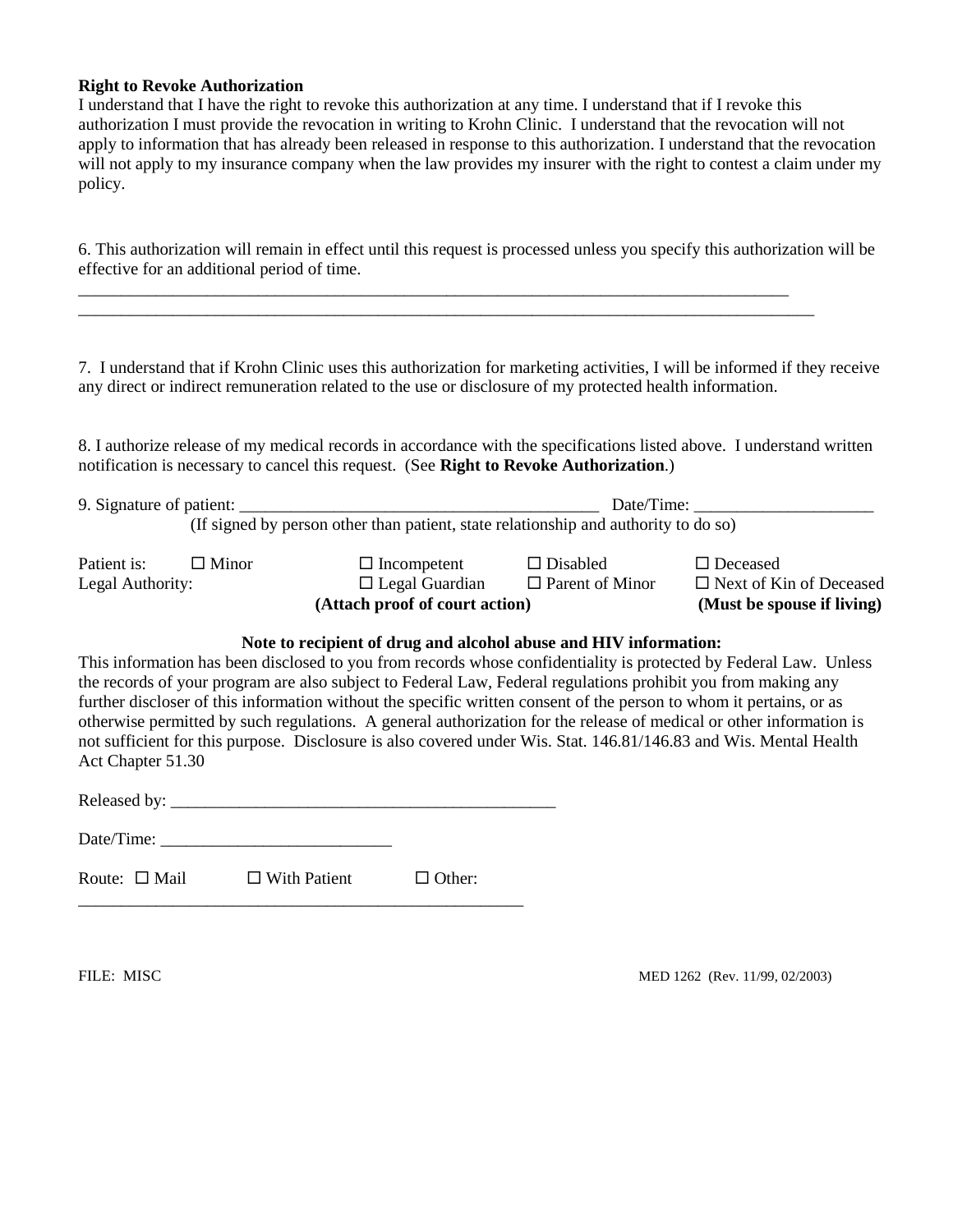**Right to Revoke Authorization**

I understand that I have the right to revoke this authorization at any time. I understand that if I revoke this authorization I must provide the revocation in writing to Krohn Clinic. I understand that the revocation will not apply to information that has already been released in response to this authorization. I understand that the revocation will not apply to my insurance company when the law provides my insurer with the right to contest a claim under my policy.

6. This authorization will remain in effect until this request is processed unless you specify this authorization will be effective for an additional period of time.

\_\_\_\_\_\_\_\_\_\_\_\_\_\_\_\_\_\_\_\_\_\_\_\_\_\_\_\_\_\_\_\_\_\_\_\_\_\_\_\_\_\_\_\_\_\_\_\_\_\_\_\_\_\_\_\_\_\_\_\_\_\_\_\_\_\_\_\_\_\_\_\_\_\_\_\_\_\_\_\_\_\_\_\_

\_\_\_\_\_\_\_\_\_\_\_\_\_\_\_\_\_\_\_\_\_\_\_\_\_\_\_\_\_\_\_\_\_\_\_\_\_\_\_\_\_\_\_\_\_\_\_\_\_\_\_\_\_\_\_\_\_\_\_\_\_\_\_\_\_\_\_\_\_\_\_\_\_\_\_\_\_\_\_\_\_\_\_\_\_\_\_\_

7. I understand that if Krohn Clinic uses this authorization for marketing activities, I will be informed if they receive any direct or indirect remuneration related to the use or disclosure of my protected health information.

8. I authorize release of my medical records in accordance with the specifications listed above. I understand written notification is necessary to cancel this request. (See **Right to Revoke Authorization**.)

9. Signature of patient: \_\_\_\_\_\_\_\_\_\_\_\_\_\_\_\_\_\_\_\_\_\_\_\_\_\_\_\_\_\_\_\_\_\_\_\_\_\_\_\_\_\_\_ Date/Time: \_\_\_\_\_\_\_\_\_\_\_\_\_\_\_\_\_\_\_\_\_

(If signed by person other than patient, state relationship and authority to do so)

| | | | | |
|---|---|---|---|---|
| Patient is: | ☐ Minor | ☐ Incompetent | ☐ Disabled | ☐ Deceased |
| Legal Authority: | | ☐ Legal Guardian | ☐ Parent of Minor | ☐ Next of Kin of Deceased |
| | | **(Attach proof of court action)** | | **(Must be spouse if living)** |

**Note to recipient of drug and alcohol abuse and HIV information:**

This information has been disclosed to you from records whose confidentiality is protected by Federal Law. Unless the records of your program are also subject to Federal Law, Federal regulations prohibit you from making any further discloser of this information without the specific written consent of the person to whom it pertains, or as otherwise permitted by such regulations. A general authorization for the release of medical or other information is not sufficient for this purpose. Disclosure is also covered under Wis. Stat. 146.81/146.83 and Wis. Mental Health Act Chapter 51.30

Released by: \_\_\_\_\_\_\_\_\_\_\_\_\_\_\_\_\_\_\_\_\_\_\_\_\_\_\_\_\_\_\_\_\_\_\_\_\_\_\_\_\_\_\_\_\_\_

Date/Time: \_\_\_\_\_\_\_\_\_\_\_\_\_\_\_\_\_\_\_\_\_\_\_\_\_\_\_\_

Route: ☐ Mail ☐ With Patient ☐ Other: \_\_\_\_\_\_\_\_\_\_\_\_\_\_\_\_\_\_\_\_\_\_\_\_\_\_\_\_\_\_\_\_\_\_\_\_\_\_\_\_\_\_\_\_\_\_\_\_\_\_\_\_\_\_

FILE: MISC

MED 1262 (Rev. 11/99, 02/2003)